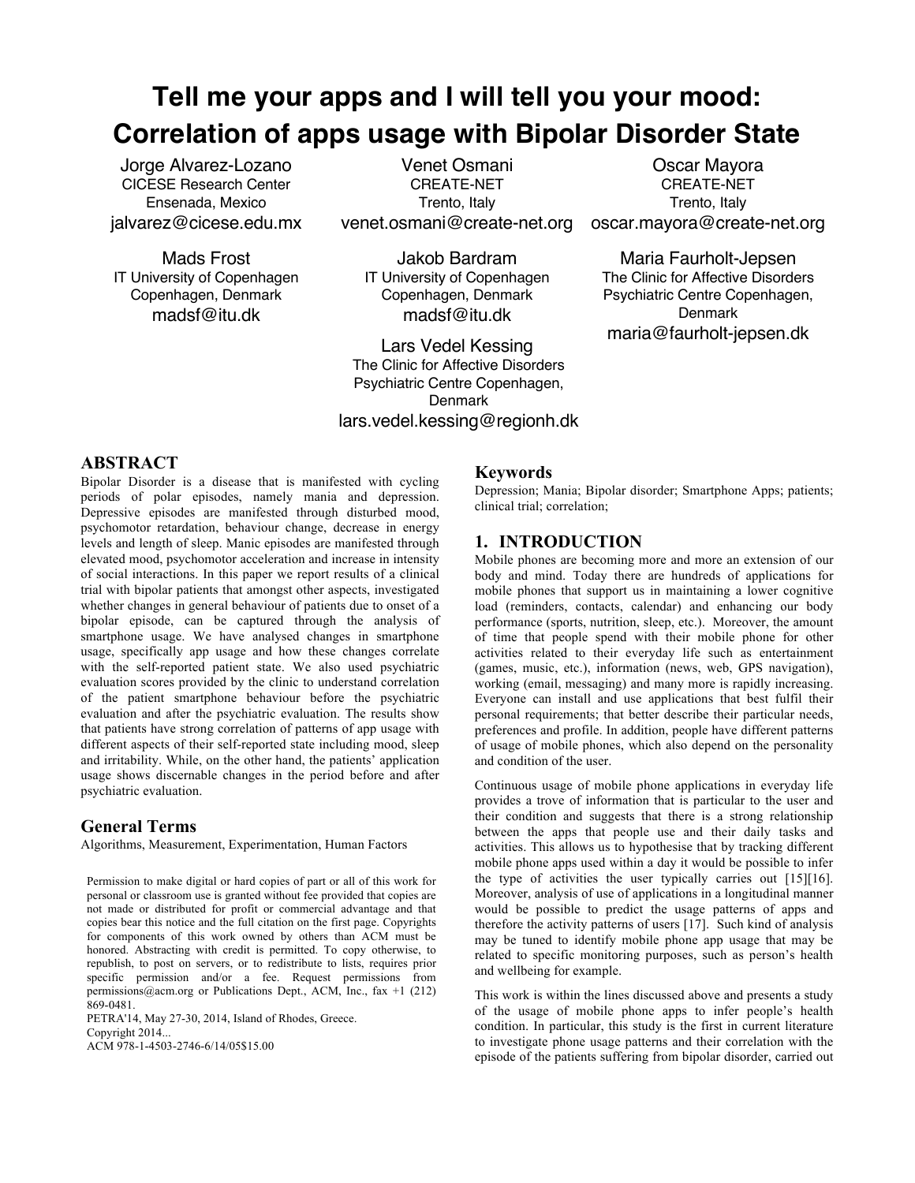# Tell me your apps and I will tell you your mood: Correlation of apps usage with Bipolar Disorder State

Jorge Alvarez-Lozano
CICESE Research Center
Ensenada, Mexico
jalvarez@cicese.edu.mx

Venet Osmani
CREATE-NET
Trento, Italy
venet.osmani@create-net.org

Oscar Mayora
CREATE-NET
Trento, Italy
oscar.mayora@create-net.org

Mads Frost
IT University of Copenhagen
Copenhagen, Denmark
madsf@itu.dk

Jakob Bardram
IT University of Copenhagen
Copenhagen, Denmark
madsf@itu.dk

Maria Faurholt-Jepsen
The Clinic for Affective Disorders
Psychiatric Centre Copenhagen, Denmark
maria@faurholt-jepsen.dk

Lars Vedel Kessing
The Clinic for Affective Disorders
Psychiatric Centre Copenhagen, Denmark
lars.vedel.kessing@regionh.dk

## ABSTRACT

Bipolar Disorder is a disease that is manifested with cycling periods of polar episodes, namely mania and depression. Depressive episodes are manifested through disturbed mood, psychomotor retardation, behaviour change, decrease in energy levels and length of sleep. Manic episodes are manifested through elevated mood, psychomotor acceleration and increase in intensity of social interactions. In this paper we report results of a clinical trial with bipolar patients that amongst other aspects, investigated whether changes in general behaviour of patients due to onset of a bipolar episode, can be captured through the analysis of smartphone usage. We have analysed changes in smartphone usage, specifically app usage and how these changes correlate with the self-reported patient state. We also used psychiatric evaluation scores provided by the clinic to understand correlation of the patient smartphone behaviour before the psychiatric evaluation and after the psychiatric evaluation. The results show that patients have strong correlation of patterns of app usage with different aspects of their self-reported state including mood, sleep and irritability. While, on the other hand, the patients' application usage shows discernable changes in the period before and after psychiatric evaluation.

## General Terms

Algorithms, Measurement, Experimentation, Human Factors

Permission to make digital or hard copies of part or all of this work for personal or classroom use is granted without fee provided that copies are not made or distributed for profit or commercial advantage and that copies bear this notice and the full citation on the first page. Copyrights for components of this work owned by others than ACM must be honored. Abstracting with credit is permitted. To copy otherwise, to republish, to post on servers, or to redistribute to lists, requires prior specific permission and/or a fee. Request permissions from permissions@acm.org or Publications Dept., ACM, Inc., fax +1 (212) 869-0481.
PETRA'14, May 27-30, 2014, Island of Rhodes, Greece.
Copyright 2014...
ACM 978-1-4503-2746-6/14/05$15.00

## Keywords

Depression; Mania; Bipolar disorder; Smartphone Apps; patients; clinical trial; correlation;

## 1. INTRODUCTION

Mobile phones are becoming more and more an extension of our body and mind. Today there are hundreds of applications for mobile phones that support us in maintaining a lower cognitive load (reminders, contacts, calendar) and enhancing our body performance (sports, nutrition, sleep, etc.). Moreover, the amount of time that people spend with their mobile phone for other activities related to their everyday life such as entertainment (games, music, etc.), information (news, web, GPS navigation), working (email, messaging) and many more is rapidly increasing. Everyone can install and use applications that best fulfil their personal requirements; that better describe their particular needs, preferences and profile. In addition, people have different patterns of usage of mobile phones, which also depend on the personality and condition of the user.

Continuous usage of mobile phone applications in everyday life provides a trove of information that is particular to the user and their condition and suggests that there is a strong relationship between the apps that people use and their daily tasks and activities. This allows us to hypothesise that by tracking different mobile phone apps used within a day it would be possible to infer the type of activities the user typically carries out [15][16]. Moreover, analysis of use of applications in a longitudinal manner would be possible to predict the usage patterns of apps and therefore the activity patterns of users [17]. Such kind of analysis may be tuned to identify mobile phone app usage that may be related to specific monitoring purposes, such as person's health and wellbeing for example.

This work is within the lines discussed above and presents a study of the usage of mobile phone apps to infer people's health condition. In particular, this study is the first in current literature to investigate phone usage patterns and their correlation with the episode of the patients suffering from bipolar disorder, carried out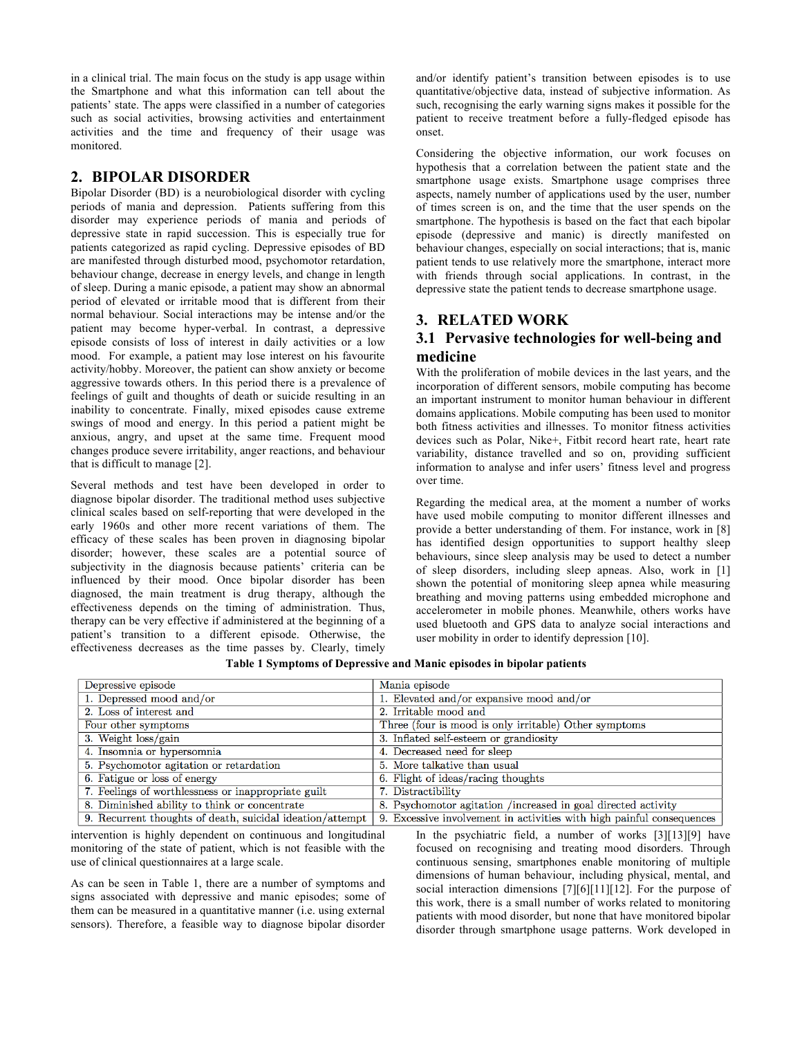in a clinical trial. The main focus on the study is app usage within the Smartphone and what this information can tell about the patients' state. The apps were classified in a number of categories such as social activities, browsing activities and entertainment activities and the time and frequency of their usage was monitored.

## 2. BIPOLAR DISORDER

Bipolar Disorder (BD) is a neurobiological disorder with cycling periods of mania and depression. Patients suffering from this disorder may experience periods of mania and periods of depressive state in rapid succession. This is especially true for patients categorized as rapid cycling. Depressive episodes of BD are manifested through disturbed mood, psychomotor retardation, behaviour change, decrease in energy levels, and change in length of sleep. During a manic episode, a patient may show an abnormal period of elevated or irritable mood that is different from their normal behaviour. Social interactions may be intense and/or the patient may become hyper-verbal. In contrast, a depressive episode consists of loss of interest in daily activities or a low mood. For example, a patient may lose interest on his favourite activity/hobby. Moreover, the patient can show anxiety or become aggressive towards others. In this period there is a prevalence of feelings of guilt and thoughts of death or suicide resulting in an inability to concentrate. Finally, mixed episodes cause extreme swings of mood and energy. In this period a patient might be anxious, angry, and upset at the same time. Frequent mood changes produce severe irritability, anger reactions, and behaviour that is difficult to manage [2].

Several methods and test have been developed in order to diagnose bipolar disorder. The traditional method uses subjective clinical scales based on self-reporting that were developed in the early 1960s and other more recent variations of them. The efficacy of these scales has been proven in diagnosing bipolar disorder; however, these scales are a potential source of subjectivity in the diagnosis because patients' criteria can be influenced by their mood. Once bipolar disorder has been diagnosed, the main treatment is drug therapy, although the effectiveness depends on the timing of administration. Thus, therapy can be very effective if administered at the beginning of a patient's transition to a different episode. Otherwise, the effectiveness decreases as the time passes by. Clearly, timely intervention is highly dependent on continuous and longitudinal monitoring of the state of patient, which is not feasible with the use of clinical questionnaires at a large scale.

**Table 1 Symptoms of Depressive and Manic episodes in bipolar patients**

| Depressive episode | Mania episode |
|---|---|
| 1. Depressed mood and/or | 1. Elevated and/or expansive mood and/or |
| 2. Loss of interest and | 2. Irritable mood and |
| Four other symptoms | Three (four is mood is only irritable) Other symptoms |
| 3. Weight loss/gain | 3. Inflated self-esteem or grandiosity |
| 4. Insomnia or hypersomnia | 4. Decreased need for sleep |
| 5. Psychomotor agitation or retardation | 5. More talkative than usual |
| 6. Fatigue or loss of energy | 6. Flight of ideas/racing thoughts |
| 7. Feelings of worthlessness or inappropriate guilt | 7. Distractibility |
| 8. Diminished ability to think or concentrate | 8. Psychomotor agitation /increased in goal directed activity |
| 9. Recurrent thoughts of death, suicidal ideation/attempt | 9. Excessive involvement in activities with high painful consequences |

As can be seen in Table 1, there are a number of symptoms and signs associated with depressive and manic episodes; some of them can be measured in a quantitative manner (i.e. using external sensors). Therefore, a feasible way to diagnose bipolar disorder and/or identify patient's transition between episodes is to use quantitative/objective data, instead of subjective information. As such, recognising the early warning signs makes it possible for the patient to receive treatment before a fully-fledged episode has onset.

Considering the objective information, our work focuses on hypothesis that a correlation between the patient state and the smartphone usage exists. Smartphone usage comprises three aspects, namely number of applications used by the user, number of times screen is on, and the time that the user spends on the smartphone. The hypothesis is based on the fact that each bipolar episode (depressive and manic) is directly manifested on behaviour changes, especially on social interactions; that is, manic patient tends to use relatively more the smartphone, interact more with friends through social applications. In contrast, in the depressive state the patient tends to decrease smartphone usage.

## 3. RELATED WORK

### 3.1 Pervasive technologies for well-being and medicine

With the proliferation of mobile devices in the last years, and the incorporation of different sensors, mobile computing has become an important instrument to monitor human behaviour in different domains applications. Mobile computing has been used to monitor both fitness activities and illnesses. To monitor fitness activities devices such as Polar, Nike+, Fitbit record heart rate, heart rate variability, distance travelled and so on, providing sufficient information to analyse and infer users' fitness level and progress over time.

Regarding the medical area, at the moment a number of works have used mobile computing to monitor different illnesses and provide a better understanding of them. For instance, work in [8] has identified design opportunities to support healthy sleep behaviours, since sleep analysis may be used to detect a number of sleep disorders, including sleep apneas. Also, work in [1] shown the potential of monitoring sleep apnea while measuring breathing and moving patterns using embedded microphone and accelerometer in mobile phones. Meanwhile, others works have used bluetooth and GPS data to analyze social interactions and user mobility in order to identify depression [10].

In the psychiatric field, a number of works [3][13][9] have focused on recognising and treating mood disorders. Through continuous sensing, smartphones enable monitoring of multiple dimensions of human behaviour, including physical, mental, and social interaction dimensions [7][6][11][12]. For the purpose of this work, there is a small number of works related to monitoring patients with mood disorder, but none that have monitored bipolar disorder through smartphone usage patterns. Work developed in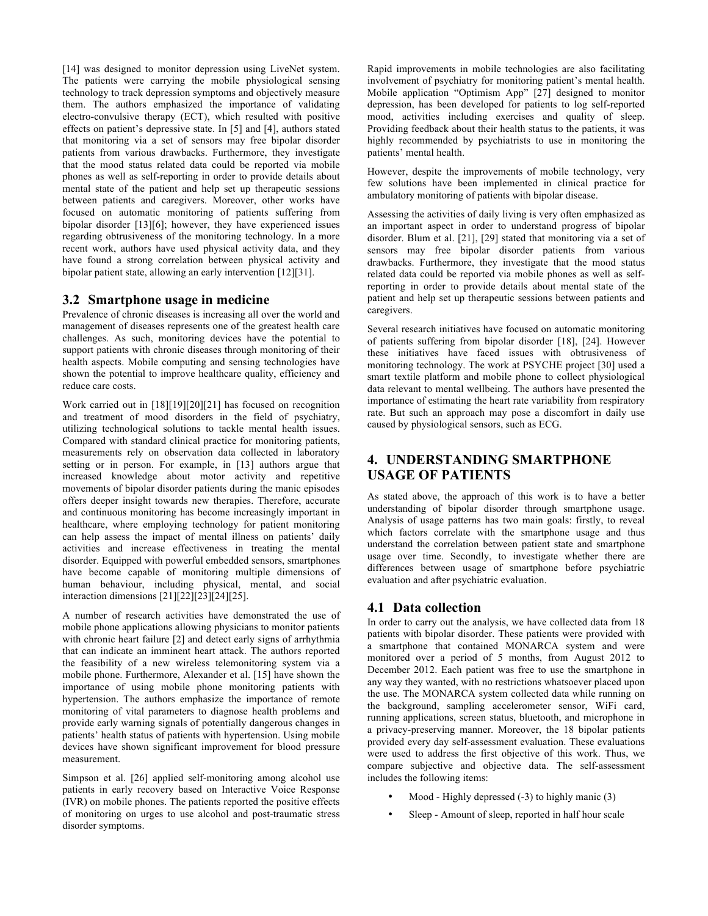[14] was designed to monitor depression using LiveNet system. The patients were carrying the mobile physiological sensing technology to track depression symptoms and objectively measure them. The authors emphasized the importance of validating electro-convulsive therapy (ECT), which resulted with positive effects on patient's depressive state. In [5] and [4], authors stated that monitoring via a set of sensors may free bipolar disorder patients from various drawbacks. Furthermore, they investigate that the mood status related data could be reported via mobile phones as well as self-reporting in order to provide details about mental state of the patient and help set up therapeutic sessions between patients and caregivers. Moreover, other works have focused on automatic monitoring of patients suffering from bipolar disorder [13][6]; however, they have experienced issues regarding obtrusiveness of the monitoring technology. In a more recent work, authors have used physical activity data, and they have found a strong correlation between physical activity and bipolar patient state, allowing an early intervention [12][31].

### 3.2 Smartphone usage in medicine

Prevalence of chronic diseases is increasing all over the world and management of diseases represents one of the greatest health care challenges. As such, monitoring devices have the potential to support patients with chronic diseases through monitoring of their health aspects. Mobile computing and sensing technologies have shown the potential to improve healthcare quality, efficiency and reduce care costs.

Work carried out in [18][19][20][21] has focused on recognition and treatment of mood disorders in the field of psychiatry, utilizing technological solutions to tackle mental health issues. Compared with standard clinical practice for monitoring patients, measurements rely on observation data collected in laboratory setting or in person. For example, in [13] authors argue that increased knowledge about motor activity and repetitive movements of bipolar disorder patients during the manic episodes offers deeper insight towards new therapies. Therefore, accurate and continuous monitoring has become increasingly important in healthcare, where employing technology for patient monitoring can help assess the impact of mental illness on patients' daily activities and increase effectiveness in treating the mental disorder. Equipped with powerful embedded sensors, smartphones have become capable of monitoring multiple dimensions of human behaviour, including physical, mental, and social interaction dimensions [21][22][23][24][25].

A number of research activities have demonstrated the use of mobile phone applications allowing physicians to monitor patients with chronic heart failure [2] and detect early signs of arrhythmia that can indicate an imminent heart attack. The authors reported the feasibility of a new wireless telemonitoring system via a mobile phone. Furthermore, Alexander et al. [15] have shown the importance of using mobile phone monitoring patients with hypertension. The authors emphasize the importance of remote monitoring of vital parameters to diagnose health problems and provide early warning signals of potentially dangerous changes in patients' health status of patients with hypertension. Using mobile devices have shown significant improvement for blood pressure measurement.

Simpson et al. [26] applied self-monitoring among alcohol use patients in early recovery based on Interactive Voice Response (IVR) on mobile phones. The patients reported the positive effects of monitoring on urges to use alcohol and post-traumatic stress disorder symptoms.

Rapid improvements in mobile technologies are also facilitating involvement of psychiatry for monitoring patient's mental health. Mobile application "Optimism App" [27] designed to monitor depression, has been developed for patients to log self-reported mood, activities including exercises and quality of sleep. Providing feedback about their health status to the patients, it was highly recommended by psychiatrists to use in monitoring the patients' mental health.

However, despite the improvements of mobile technology, very few solutions have been implemented in clinical practice for ambulatory monitoring of patients with bipolar disease.

Assessing the activities of daily living is very often emphasized as an important aspect in order to understand progress of bipolar disorder. Blum et al. [21], [29] stated that monitoring via a set of sensors may free bipolar disorder patients from various drawbacks. Furthermore, they investigate that the mood status related data could be reported via mobile phones as well as self-reporting in order to provide details about mental state of the patient and help set up therapeutic sessions between patients and caregivers.

Several research initiatives have focused on automatic monitoring of patients suffering from bipolar disorder [18], [24]. However these initiatives have faced issues with obtrusiveness of monitoring technology. The work at PSYCHE project [30] used a smart textile platform and mobile phone to collect physiological data relevant to mental wellbeing. The authors have presented the importance of estimating the heart rate variability from respiratory rate. But such an approach may pose a discomfort in daily use caused by physiological sensors, such as ECG.

## 4. UNDERSTANDING SMARTPHONE USAGE OF PATIENTS

As stated above, the approach of this work is to have a better understanding of bipolar disorder through smartphone usage. Analysis of usage patterns has two main goals: firstly, to reveal which factors correlate with the smartphone usage and thus understand the correlation between patient state and smartphone usage over time. Secondly, to investigate whether there are differences between usage of smartphone before psychiatric evaluation and after psychiatric evaluation.

### 4.1 Data collection

In order to carry out the analysis, we have collected data from 18 patients with bipolar disorder. These patients were provided with a smartphone that contained MONARCA system and were monitored over a period of 5 months, from August 2012 to December 2012. Each patient was free to use the smartphone in any way they wanted, with no restrictions whatsoever placed upon the use. The MONARCA system collected data while running on the background, sampling accelerometer sensor, WiFi card, running applications, screen status, bluetooth, and microphone in a privacy-preserving manner. Moreover, the 18 bipolar patients provided every day self-assessment evaluation. These evaluations were used to address the first objective of this work. Thus, we compare subjective and objective data. The self-assessment includes the following items:

- Mood - Highly depressed (-3) to highly manic (3)
- Sleep - Amount of sleep, reported in half hour scale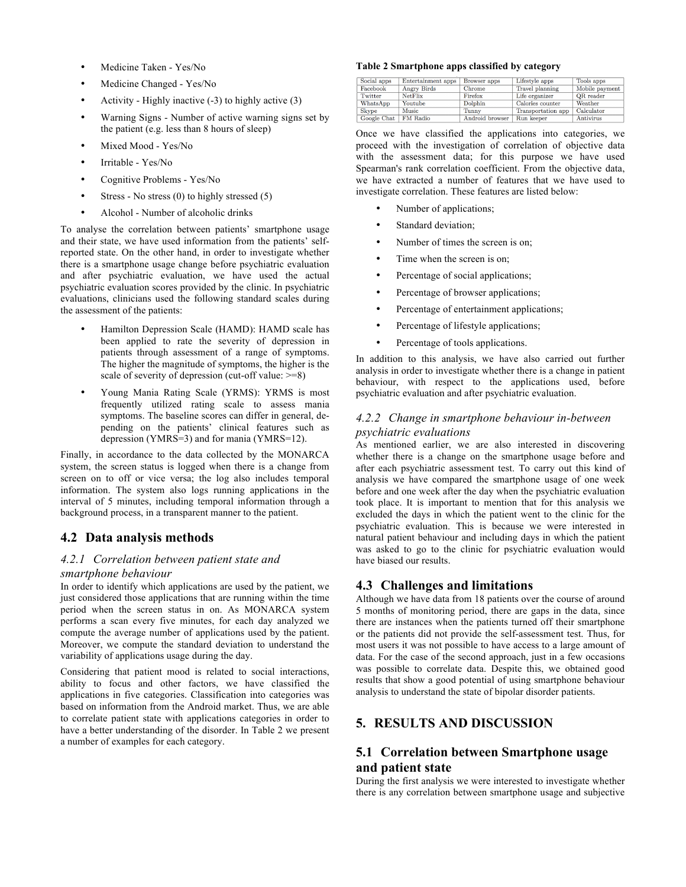- Medicine Taken - Yes/No
- Medicine Changed - Yes/No
- Activity - Highly inactive (-3) to highly active (3)
- Warning Signs - Number of active warning signs set by the patient (e.g. less than 8 hours of sleep)
- Mixed Mood - Yes/No
- Irritable - Yes/No
- Cognitive Problems - Yes/No
- Stress - No stress (0) to highly stressed (5)
- Alcohol - Number of alcoholic drinks

To analyse the correlation between patients' smartphone usage and their state, we have used information from the patients' self-reported state. On the other hand, in order to investigate whether there is a smartphone usage change before psychiatric evaluation and after psychiatric evaluation, we have used the actual psychiatric evaluation scores provided by the clinic. In psychiatric evaluations, clinicians used the following standard scales during the assessment of the patients:

- Hamilton Depression Scale (HAMD): HAMD scale has been applied to rate the severity of depression in patients through assessment of a range of symptoms. The higher the magnitude of symptoms, the higher is the scale of severity of depression (cut-off value: >=8)
- Young Mania Rating Scale (YRMS): YRMS is most frequently utilized rating scale to assess mania symptoms. The baseline scores can differ in general, depending on the patients' clinical features such as depression (YMRS=3) and for mania (YMRS=12).

Finally, in accordance to the data collected by the MONARCA system, the screen status is logged when there is a change from screen on to off or vice versa; the log also includes temporal information. The system also logs running applications in the interval of 5 minutes, including temporal information through a background process, in a transparent manner to the patient.

## 4.2 Data analysis methods

### *4.2.1 Correlation between patient state and smartphone behaviour*

In order to identify which applications are used by the patient, we just considered those applications that are running within the time period when the screen status in on. As MONARCA system performs a scan every five minutes, for each day analyzed we compute the average number of applications used by the patient. Moreover, we compute the standard deviation to understand the variability of applications usage during the day.

Considering that patient mood is related to social interactions, ability to focus and other factors, we have classified the applications in five categories. Classification into categories was based on information from the Android market. Thus, we are able to correlate patient state with applications categories in order to have a better understanding of the disorder. In Table 2 we present a number of examples for each category.

**Table 2 Smartphone apps classified by category**

| Social apps | Entertainment apps | Browser apps | Lifestyle apps | Tools apps |
|---|---|---|---|---|
| Facebook | Angry Birds | Chrome | Travel planning | Mobile payment |
| Twitter | NetFlix | Firefox | Life organizer | QR reader |
| WhatsApp | Youtube | Dolphin | Calories counter | Weather |
| Skype | Music | Tunny | Transportation app | Calculator |
| Google Chat | FM Radio | Android browser | Run keeper | Antivirus |

Once we have classified the applications into categories, we proceed with the investigation of correlation of objective data with the assessment data; for this purpose we have used Spearman's rank correlation coefficient. From the objective data, we have extracted a number of features that we have used to investigate correlation. These features are listed below:

- Number of applications;
- Standard deviation;
- Number of times the screen is on;
- Time when the screen is on;
- Percentage of social applications;
- Percentage of browser applications;
- Percentage of entertainment applications;
- Percentage of lifestyle applications;
- Percentage of tools applications.

In addition to this analysis, we have also carried out further analysis in order to investigate whether there is a change in patient behaviour, with respect to the applications used, before psychiatric evaluation and after psychiatric evaluation.

### *4.2.2 Change in smartphone behaviour in-between psychiatric evaluations*

As mentioned earlier, we are also interested in discovering whether there is a change on the smartphone usage before and after each psychiatric assessment test. To carry out this kind of analysis we have compared the smartphone usage of one week before and one week after the day when the psychiatric evaluation took place. It is important to mention that for this analysis we excluded the days in which the patient went to the clinic for the psychiatric evaluation. This is because we were interested in natural patient behaviour and including days in which the patient was asked to go to the clinic for psychiatric evaluation would have biased our results.

## 4.3 Challenges and limitations

Although we have data from 18 patients over the course of around 5 months of monitoring period, there are gaps in the data, since there are instances when the patients turned off their smartphone or the patients did not provide the self-assessment test. Thus, for most users it was not possible to have access to a large amount of data. For the case of the second approach, just in a few occasions was possible to correlate data. Despite this, we obtained good results that show a good potential of using smartphone behaviour analysis to understand the state of bipolar disorder patients.

# 5. RESULTS AND DISCUSSION

## 5.1 Correlation between Smartphone usage and patient state

During the first analysis we were interested to investigate whether there is any correlation between smartphone usage and subjective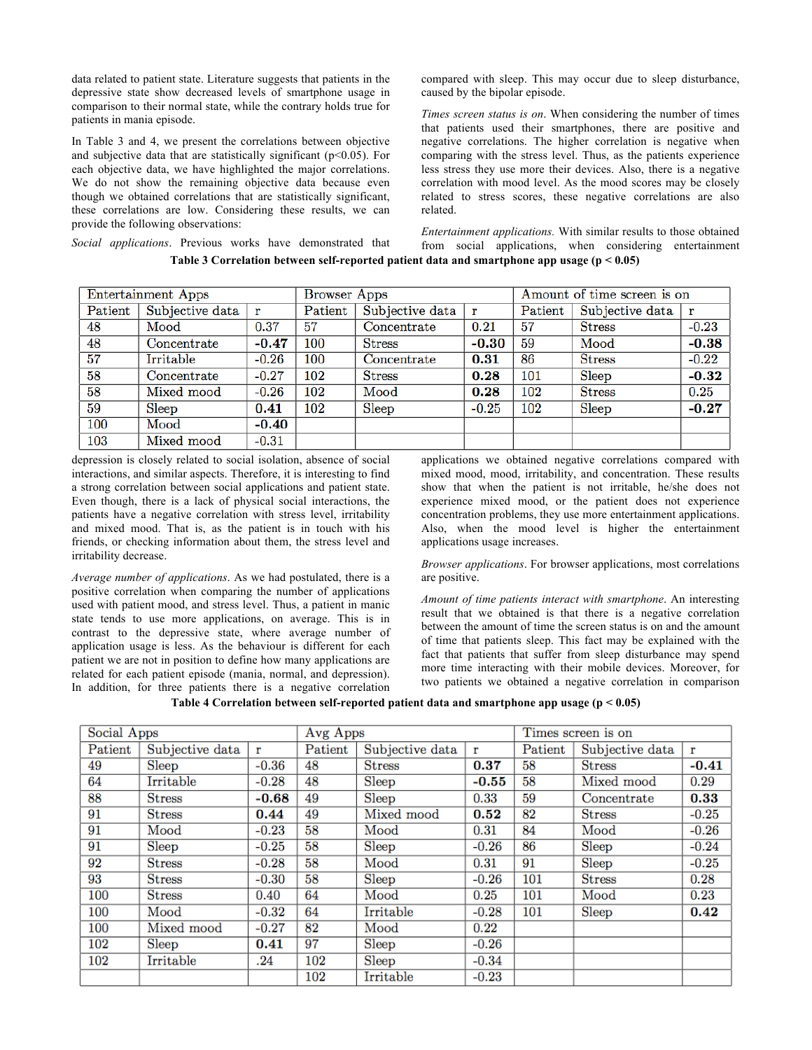data related to patient state. Literature suggests that patients in the depressive state show decreased levels of smartphone usage in comparison to their normal state, while the contrary holds true for patients in mania episode.

In Table 3 and 4, we present the correlations between objective and subjective data that are statistically significant ($p<0.05$). For each objective data, we have highlighted the major correlations. We do not show the remaining objective data because even though we obtained correlations that are statistically significant, these correlations are low. Considering these results, we can provide the following observations:

*Social applications*. Previous works have demonstrated that depression is closely related to social isolation, absence of social interactions, and similar aspects. Therefore, it is interesting to find a strong correlation between social applications and patient state. Even though, there is a lack of physical social interactions, the patients have a negative correlation with stress level, irritability and mixed mood. That is, as the patient is in touch with his friends, or checking information about them, the stress level and irritability decrease.

*Average number of applications*. As we had postulated, there is a positive correlation when comparing the number of applications used with patient mood, and stress level. Thus, a patient in manic state tends to use more applications, on average. This is in contrast to the depressive state, where average number of application usage is less. As the behaviour is different for each patient we are not in position to define how many applications are related for each patient episode (mania, normal, and depression). In addition, for three patients there is a negative correlation compared with sleep. This may occur due to sleep disturbance, caused by the bipolar episode.

*Times screen status is on*. When considering the number of times that patients used their smartphones, there are positive and negative correlations. The higher correlation is negative when comparing with the stress level. Thus, as the patients experience less stress they use more their devices. Also, there is a negative correlation with mood level. As the mood scores may be closely related to stress scores, these negative correlations are also related.

*Entertainment applications.* With similar results to those obtained from social applications, when considering entertainment applications we obtained negative correlations compared with mixed mood, mood, irritability, and concentration. These results show that when the patient is not irritable, he/she does not experience mixed mood, or the patient does not experience concentration problems, they use more entertainment applications. Also, when the mood level is higher the entertainment applications usage increases.

*Browser applications*. For browser applications, most correlations are positive.

*Amount of time patients interact with smartphone*. An interesting result that we obtained is that there is a negative correlation between the amount of time the screen status is on and the amount of time that patients sleep. This fact may be explained with the fact that patients that suffer from sleep disturbance may spend more time interacting with their mobile devices. Moreover, for two patients we obtained a negative correlation in comparison

**Table 3 Correlation between self-reported patient data and smartphone app usage ($p < 0.05$)**

| Entertainment Apps | | | Browser Apps | | | Amount of time screen is on | | |
|---|---|---|---|---|---|---|---|---|
| Patient | Subjective data | r | Patient | Subjective data | r | Patient | Subjective data | r |
| 48 | Mood | 0.37 | 57 | Concentrate | 0.21 | 57 | Stress | -0.23 |
| 48 | Concentrate | **-0.47** | 100 | Stress | **-0.30** | 59 | Mood | **-0.38** |
| 57 | Irritable | -0.26 | 100 | Concentrate | **0.31** | 86 | Stress | -0.22 |
| 58 | Concentrate | -0.27 | 102 | Stress | **0.28** | 101 | Sleep | **-0.32** |
| 58 | Mixed mood | -0.26 | 102 | Mood | **0.28** | 102 | Stress | 0.25 |
| 59 | Sleep | **0.41** | 102 | Sleep | -0.25 | 102 | Sleep | **-0.27** |
| 100 | Mood | **-0.40** | | | | | | |
| 103 | Mixed mood | -0.31 | | | | | | |

**Table 4 Correlation between self-reported patient data and smartphone app usage ($p < 0.05$)**

| Social Apps | | | Avg Apps | | | Times screen is on | | |
|---|---|---|---|---|---|---|---|---|
| Patient | Subjective data | r | Patient | Subjective data | r | Patient | Subjective data | r |
| 49 | Sleep | -0.36 | 48 | Stress | **0.37** | 58 | Stress | **-0.41** |
| 64 | Irritable | -0.28 | 48 | Sleep | **-0.55** | 58 | Mixed mood | 0.29 |
| 88 | Stress | **-0.68** | 49 | Sleep | 0.33 | 59 | Concentrate | **0.33** |
| 91 | Stress | **0.44** | 49 | Mixed mood | **0.52** | 82 | Stress | -0.25 |
| 91 | Mood | -0.23 | 58 | Mood | 0.31 | 84 | Mood | -0.26 |
| 91 | Sleep | -0.25 | 58 | Sleep | -0.26 | 86 | Sleep | -0.24 |
| 92 | Stress | -0.28 | 58 | Mood | 0.31 | 91 | Sleep | -0.25 |
| 93 | Stress | -0.30 | 58 | Sleep | -0.26 | 101 | Stress | 0.28 |
| 100 | Stress | 0.40 | 64 | Mood | 0.25 | 101 | Mood | 0.23 |
| 100 | Mood | -0.32 | 64 | Irritable | -0.28 | 101 | Sleep | **0.42** |
| 100 | Mixed mood | -0.27 | 82 | Mood | 0.22 | | | |
| 102 | Sleep | **0.41** | 97 | Sleep | -0.26 | | | |
| 102 | Irritable | .24 | 102 | Sleep | -0.34 | | | |
| | | | 102 | Irritable | -0.23 | | | |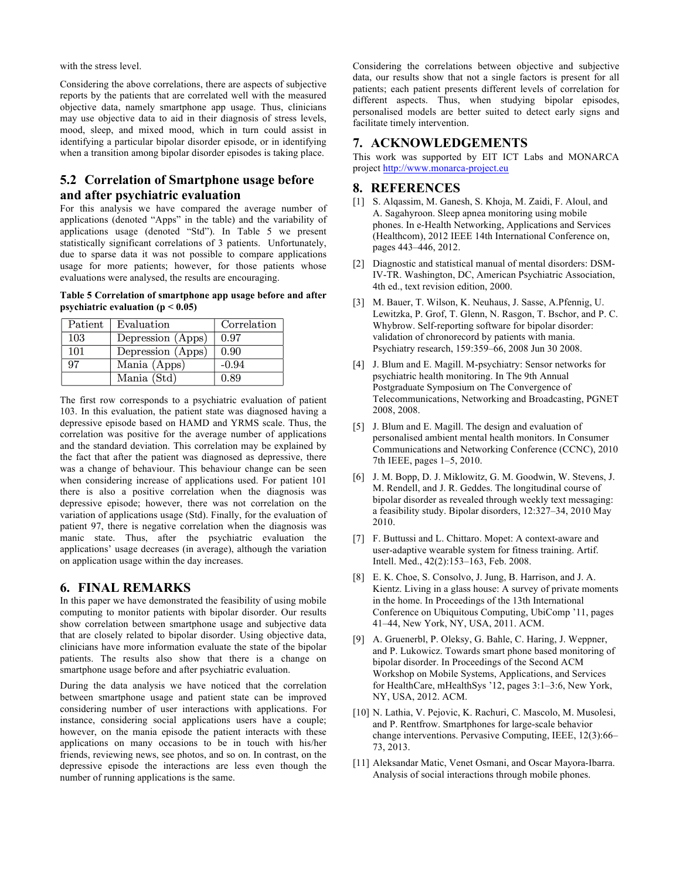with the stress level.

Considering the above correlations, there are aspects of subjective reports by the patients that are correlated well with the measured objective data, namely smartphone app usage. Thus, clinicians may use objective data to aid in their diagnosis of stress levels, mood, sleep, and mixed mood, which in turn could assist in identifying a particular bipolar disorder episode, or in identifying when a transition among bipolar disorder episodes is taking place.

## 5.2 Correlation of Smartphone usage before and after psychiatric evaluation

For this analysis we have compared the average number of applications (denoted "Apps" in the table) and the variability of applications usage (denoted "Std"). In Table 5 we present statistically significant correlations of 3 patients. Unfortunately, due to sparse data it was not possible to compare applications usage for more patients; however, for those patients whose evaluations were analysed, the results are encouraging.

**Table 5 Correlation of smartphone app usage before and after psychiatric evaluation ($p < 0.05$)**

| Patient | Evaluation | Correlation |
| --- | --- | --- |
| 103 | Depression (Apps) | 0.97 |
| 101 | Depression (Apps) | 0.90 |
| 97 | Mania (Apps) | -0.94 |
| | Mania (Std) | 0.89 |

The first row corresponds to a psychiatric evaluation of patient 103. In this evaluation, the patient state was diagnosed having a depressive episode based on HAMD and YRMS scale. Thus, the correlation was positive for the average number of applications and the standard deviation. This correlation may be explained by the fact that after the patient was diagnosed as depressive, there was a change of behaviour. This behaviour change can be seen when considering increase of applications used. For patient 101 there is also a positive correlation when the diagnosis was depressive episode; however, there was not correlation on the variation of applications usage (Std). Finally, for the evaluation of patient 97, there is negative correlation when the diagnosis was manic state. Thus, after the psychiatric evaluation the applications' usage decreases (in average), although the variation on application usage within the day increases.

# 6. FINAL REMARKS

In this paper we have demonstrated the feasibility of using mobile computing to monitor patients with bipolar disorder. Our results show correlation between smartphone usage and subjective data that are closely related to bipolar disorder. Using objective data, clinicians have more information evaluate the state of the bipolar patients. The results also show that there is a change on smartphone usage before and after psychiatric evaluation.

During the data analysis we have noticed that the correlation between smartphone usage and patient state can be improved considering number of user interactions with applications. For instance, considering social applications users have a couple; however, on the mania episode the patient interacts with these applications on many occasions to be in touch with his/her friends, reviewing news, see photos, and so on. In contrast, on the depressive episode the interactions are less even though the number of running applications is the same.

Considering the correlations between objective and subjective data, our results show that not a single factors is present for all patients; each patient presents different levels of correlation for different aspects. Thus, when studying bipolar episodes, personalised models are better suited to detect early signs and facilitate timely intervention.

# 7. ACKNOWLEDGEMENTS

This work was supported by EIT ICT Labs and MONARCA project http://www.monarca-project.eu

# 8. REFERENCES

[1] S. Alqassim, M. Ganesh, S. Khoja, M. Zaidi, F. Aloul, and A. Sagahyroon. Sleep apnea monitoring using mobile phones. In e-Health Networking, Applications and Services (Healthcom), 2012 IEEE 14th International Conference on, pages 443–446, 2012.

[2] Diagnostic and statistical manual of mental disorders: DSM-IV-TR. Washington, DC, American Psychiatric Association, 4th ed., text revision edition, 2000.

[3] M. Bauer, T. Wilson, K. Neuhaus, J. Sasse, A.Pfennig, U. Lewitzka, P. Grof, T. Glenn, N. Rasgon, T. Bschor, and P. C. Whybrow. Self-reporting software for bipolar disorder: validation of chronorecord by patients with mania. Psychiatry research, 159:359–66, 2008 Jun 30 2008.

[4] J. Blum and E. Magill. M-psychiatry: Sensor networks for psychiatric health monitoring. In The 9th Annual Postgraduate Symposium on The Convergence of Telecommunications, Networking and Broadcasting, PGNET 2008, 2008.

[5] J. Blum and E. Magill. The design and evaluation of personalised ambient mental health monitors. In Consumer Communications and Networking Conference (CCNC), 2010 7th IEEE, pages 1–5, 2010.

[6] J. M. Bopp, D. J. Miklowitz, G. M. Goodwin, W. Stevens, J. M. Rendell, and J. R. Geddes. The longitudinal course of bipolar disorder as revealed through weekly text messaging: a feasibility study. Bipolar disorders, 12:327–34, 2010 May 2010.

[7] F. Buttussi and L. Chittaro. Mopet: A context-aware and user-adaptive wearable system for fitness training. Artif. Intell. Med., 42(2):153–163, Feb. 2008.

[8] E. K. Choe, S. Consolvo, J. Jung, B. Harrison, and J. A. Kientz. Living in a glass house: A survey of private moments in the home. In Proceedings of the 13th International Conference on Ubiquitous Computing, UbiComp '11, pages 41–44, New York, NY, USA, 2011. ACM.

[9] A. Gruenerbl, P. Oleksy, G. Bahle, C. Haring, J. Weppner, and P. Lukowicz. Towards smart phone based monitoring of bipolar disorder. In Proceedings of the Second ACM Workshop on Mobile Systems, Applications, and Services for HealthCare, mHealthSys '12, pages 3:1–3:6, New York, NY, USA, 2012. ACM.

[10] N. Lathia, V. Pejovic, K. Rachuri, C. Mascolo, M. Musolesi, and P. Rentfrow. Smartphones for large-scale behavior change interventions. Pervasive Computing, IEEE, 12(3):66–73, 2013.

[11] Aleksandar Matic, Venet Osmani, and Oscar Mayora-Ibarra. Analysis of social interactions through mobile phones.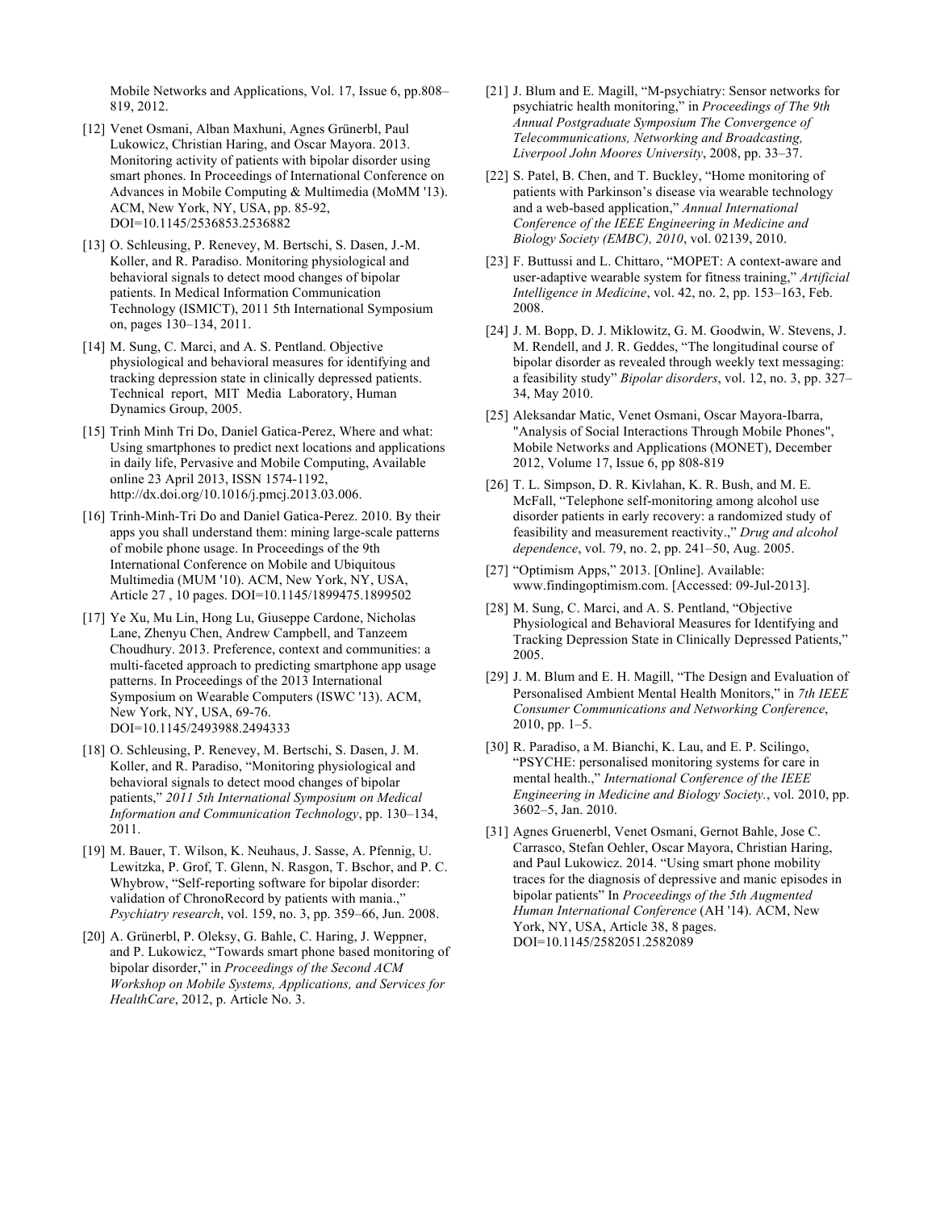Mobile Networks and Applications, Vol. 17, Issue 6, pp.808–819, 2012.

[12] Venet Osmani, Alban Maxhuni, Agnes Grünerbl, Paul Lukowicz, Christian Haring, and Oscar Mayora. 2013. Monitoring activity of patients with bipolar disorder using smart phones. In Proceedings of International Conference on Advances in Mobile Computing & Multimedia (MoMM '13). ACM, New York, NY, USA, pp. 85-92, DOI=10.1145/2536853.2536882

[13] O. Schleusing, P. Renevey, M. Bertschi, S. Dasen, J.-M. Koller, and R. Paradiso. Monitoring physiological and behavioral signals to detect mood changes of bipolar patients. In Medical Information Communication Technology (ISMICT), 2011 5th International Symposium on, pages 130–134, 2011.

[14] M. Sung, C. Marci, and A. S. Pentland. Objective physiological and behavioral measures for identifying and tracking depression state in clinically depressed patients. Technical report, MIT Media Laboratory, Human Dynamics Group, 2005.

[15] Trinh Minh Tri Do, Daniel Gatica-Perez, Where and what: Using smartphones to predict next locations and applications in daily life, Pervasive and Mobile Computing, Available online 23 April 2013, ISSN 1574-1192, http://dx.doi.org/10.1016/j.pmcj.2013.03.006.

[16] Trinh-Minh-Tri Do and Daniel Gatica-Perez. 2010. By their apps you shall understand them: mining large-scale patterns of mobile phone usage. In Proceedings of the 9th International Conference on Mobile and Ubiquitous Multimedia (MUM '10). ACM, New York, NY, USA, Article 27 , 10 pages. DOI=10.1145/1899475.1899502

[17] Ye Xu, Mu Lin, Hong Lu, Giuseppe Cardone, Nicholas Lane, Zhenyu Chen, Andrew Campbell, and Tanzeem Choudhury. 2013. Preference, context and communities: a multi-faceted approach to predicting smartphone app usage patterns. In Proceedings of the 2013 International Symposium on Wearable Computers (ISWC '13). ACM, New York, NY, USA, 69-76. DOI=10.1145/2493988.2494333

[18] O. Schleusing, P. Renevey, M. Bertschi, S. Dasen, J. M. Koller, and R. Paradiso, "Monitoring physiological and behavioral signals to detect mood changes of bipolar patients," *2011 5th International Symposium on Medical Information and Communication Technology*, pp. 130–134, 2011.

[19] M. Bauer, T. Wilson, K. Neuhaus, J. Sasse, A. Pfennig, U. Lewitzka, P. Grof, T. Glenn, N. Rasgon, T. Bschor, and P. C. Whybrow, "Self-reporting software for bipolar disorder: validation of ChronoRecord by patients with mania.," *Psychiatry research*, vol. 159, no. 3, pp. 359–66, Jun. 2008.

[20] A. Grünerbl, P. Oleksy, G. Bahle, C. Haring, J. Weppner, and P. Lukowicz, "Towards smart phone based monitoring of bipolar disorder," in *Proceedings of the Second ACM Workshop on Mobile Systems, Applications, and Services for HealthCare*, 2012, p. Article No. 3.

[21] J. Blum and E. Magill, "M-psychiatry: Sensor networks for psychiatric health monitoring," in *Proceedings of The 9th Annual Postgraduate Symposium The Convergence of Telecommunications, Networking and Broadcasting, Liverpool John Moores University*, 2008, pp. 33–37.

[22] S. Patel, B. Chen, and T. Buckley, "Home monitoring of patients with Parkinson's disease via wearable technology and a web-based application," *Annual International Conference of the IEEE Engineering in Medicine and Biology Society (EMBC), 2010*, vol. 02139, 2010.

[23] F. Buttussi and L. Chittaro, "MOPET: A context-aware and user-adaptive wearable system for fitness training," *Artificial Intelligence in Medicine*, vol. 42, no. 2, pp. 153–163, Feb. 2008.

[24] J. M. Bopp, D. J. Miklowitz, G. M. Goodwin, W. Stevens, J. M. Rendell, and J. R. Geddes, "The longitudinal course of bipolar disorder as revealed through weekly text messaging: a feasibility study" *Bipolar disorders*, vol. 12, no. 3, pp. 327–34, May 2010.

[25] Aleksandar Matic, Venet Osmani, Oscar Mayora-Ibarra, "Analysis of Social Interactions Through Mobile Phones", Mobile Networks and Applications (MONET), December 2012, Volume 17, Issue 6, pp 808-819

[26] T. L. Simpson, D. R. Kivlahan, K. R. Bush, and M. E. McFall, "Telephone self-monitoring among alcohol use disorder patients in early recovery: a randomized study of feasibility and measurement reactivity.," *Drug and alcohol dependence*, vol. 79, no. 2, pp. 241–50, Aug. 2005.

[27] "Optimism Apps," 2013. [Online]. Available: www.findingoptimism.com. [Accessed: 09-Jul-2013].

[28] M. Sung, C. Marci, and A. S. Pentland, "Objective Physiological and Behavioral Measures for Identifying and Tracking Depression State in Clinically Depressed Patients," 2005.

[29] J. M. Blum and E. H. Magill, "The Design and Evaluation of Personalised Ambient Mental Health Monitors," in *7th IEEE Consumer Communications and Networking Conference*, 2010, pp. 1–5.

[30] R. Paradiso, a M. Bianchi, K. Lau, and E. P. Scilingo, "PSYCHE: personalised monitoring systems for care in mental health.," *International Conference of the IEEE Engineering in Medicine and Biology Society.*, vol. 2010, pp. 3602–5, Jan. 2010.

[31] Agnes Gruenerbl, Venet Osmani, Gernot Bahle, Jose C. Carrasco, Stefan Oehler, Oscar Mayora, Christian Haring, and Paul Lukowicz. 2014. "Using smart phone mobility traces for the diagnosis of depressive and manic episodes in bipolar patients" In *Proceedings of the 5th Augmented Human International Conference* (AH '14). ACM, New York, NY, USA, Article 38, 8 pages. DOI=10.1145/2582051.2582089